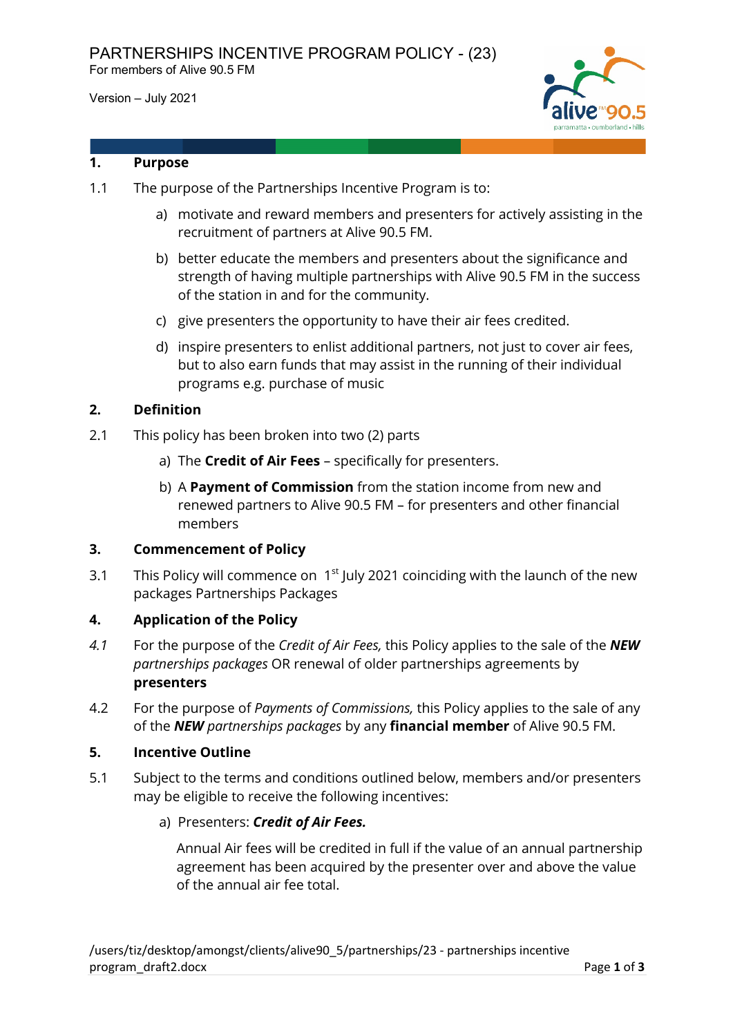# PARTNERSHIPS INCENTIVE PROGRAM POLICY - (23)

For members of Alive 90.5 FM

Version – July 2021

## 1. Purpose

1.1 The purpose of the Partnerships Incentive Program is to:

a) motivate and reward members and presenters for actively assisting in the recruitment of partners at Alive 90.5 FM.

b) better educate the members and presenters about the significance and strength of having multiple partnerships with Alive 90.5 FM in the success of the station in and for the community.

c) give presenters the opportunity to have their air fees credited.

d) inspire presenters to enlist additional partners, not just to cover air fees, but to also earn funds that may assist in the running of their individual programs e.g. purchase of music

## 2. Definition

2.1 This policy has been broken into two (2) parts

a) The **Credit of Air Fees** – specifically for presenters.

b) A **Payment of Commission** from the station income from new and renewed partners to Alive 90.5 FM – for presenters and other financial members

## 3. Commencement of Policy

3.1 This Policy will commence on 1st July 2021 coinciding with the launch of the new packages Partnerships Packages

## 4. Application of the Policy

*4.1* For the purpose of the *Credit of Air Fees,* this Policy applies to the sale of the ***NEW*** *partnerships packages* OR renewal of older partnerships agreements by **presenters**

4.2 For the purpose of *Payments of Commissions,* this Policy applies to the sale of any of the ***NEW*** *partnerships packages* by any **financial member** of Alive 90.5 FM.

## 5. Incentive Outline

5.1 Subject to the terms and conditions outlined below, members and/or presenters may be eligible to receive the following incentives:

a) Presenters: ***Credit of Air Fees.***

Annual Air fees will be credited in full if the value of an annual partnership agreement has been acquired by the presenter over and above the value of the annual air fee total.

/users/tiz/desktop/amongst/clients/alive90_5/partnerships/23 - partnerships incentive program_draft2.docx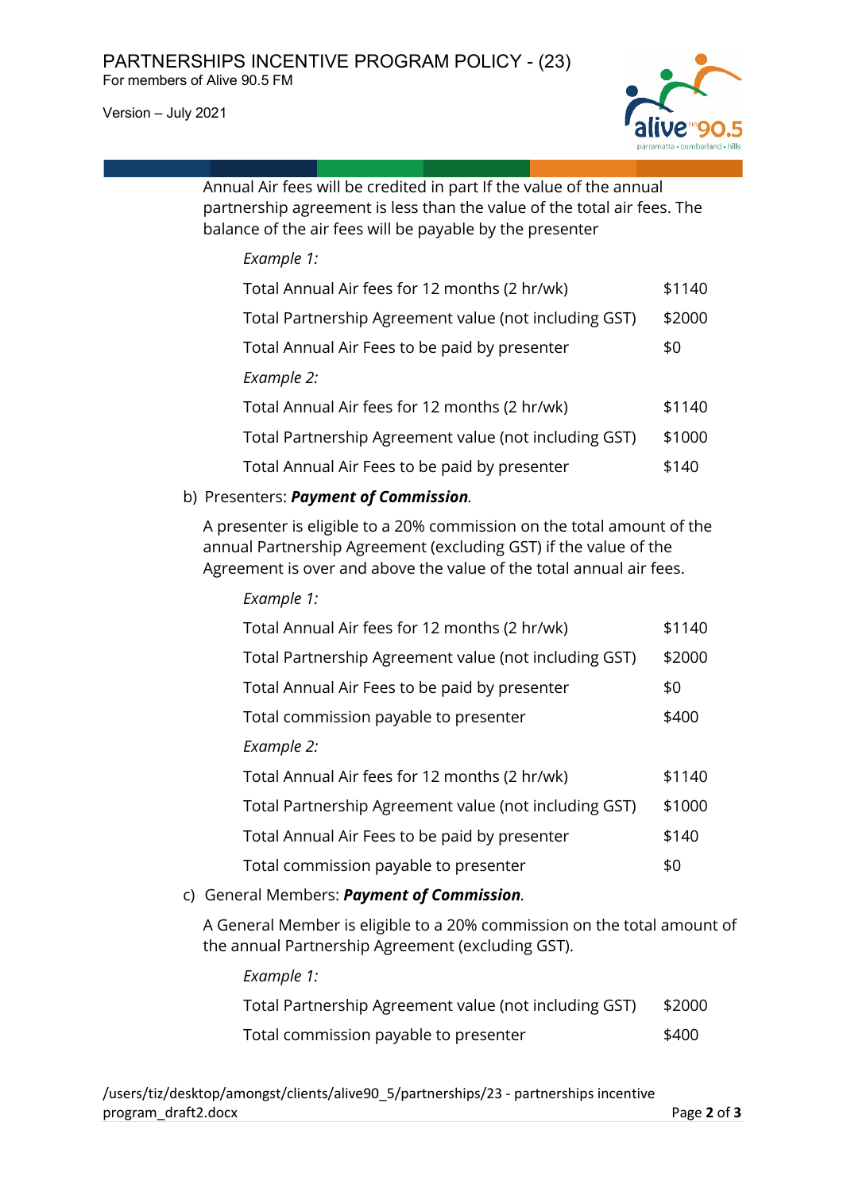Annual Air fees will be credited in part If the value of the annual partnership agreement is less than the value of the total air fees. The balance of the air fees will be payable by the presenter

*Example 1:*

| | |
|---|---|
| Total Annual Air fees for 12 months (2 hr/wk) | $1140 |
| Total Partnership Agreement value (not including GST) | $2000 |
| Total Annual Air Fees to be paid by presenter | $0 |

*Example 2:*

| | |
|---|---|
| Total Annual Air fees for 12 months (2 hr/wk) | $1140 |
| Total Partnership Agreement value (not including GST) | $1000 |
| Total Annual Air Fees to be paid by presenter | $140 |

b) Presenters: ***Payment of Commission****.*

A presenter is eligible to a 20% commission on the total amount of the annual Partnership Agreement (excluding GST) if the value of the Agreement is over and above the value of the total annual air fees.

*Example 1:*

| | |
|---|---|
| Total Annual Air fees for 12 months (2 hr/wk) | $1140 |
| Total Partnership Agreement value (not including GST) | $2000 |
| Total Annual Air Fees to be paid by presenter | $0 |
| Total commission payable to presenter | $400 |

*Example 2:*

| | |
|---|---|
| Total Annual Air fees for 12 months (2 hr/wk) | $1140 |
| Total Partnership Agreement value (not including GST) | $1000 |
| Total Annual Air Fees to be paid by presenter | $140 |
| Total commission payable to presenter | $0 |

c) General Members: ***Payment of Commission****.*

A General Member is eligible to a 20% commission on the total amount of the annual Partnership Agreement (excluding GST).

*Example 1:*

| | |
|---|---|
| Total Partnership Agreement value (not including GST) | $2000 |
| Total commission payable to presenter | $400 |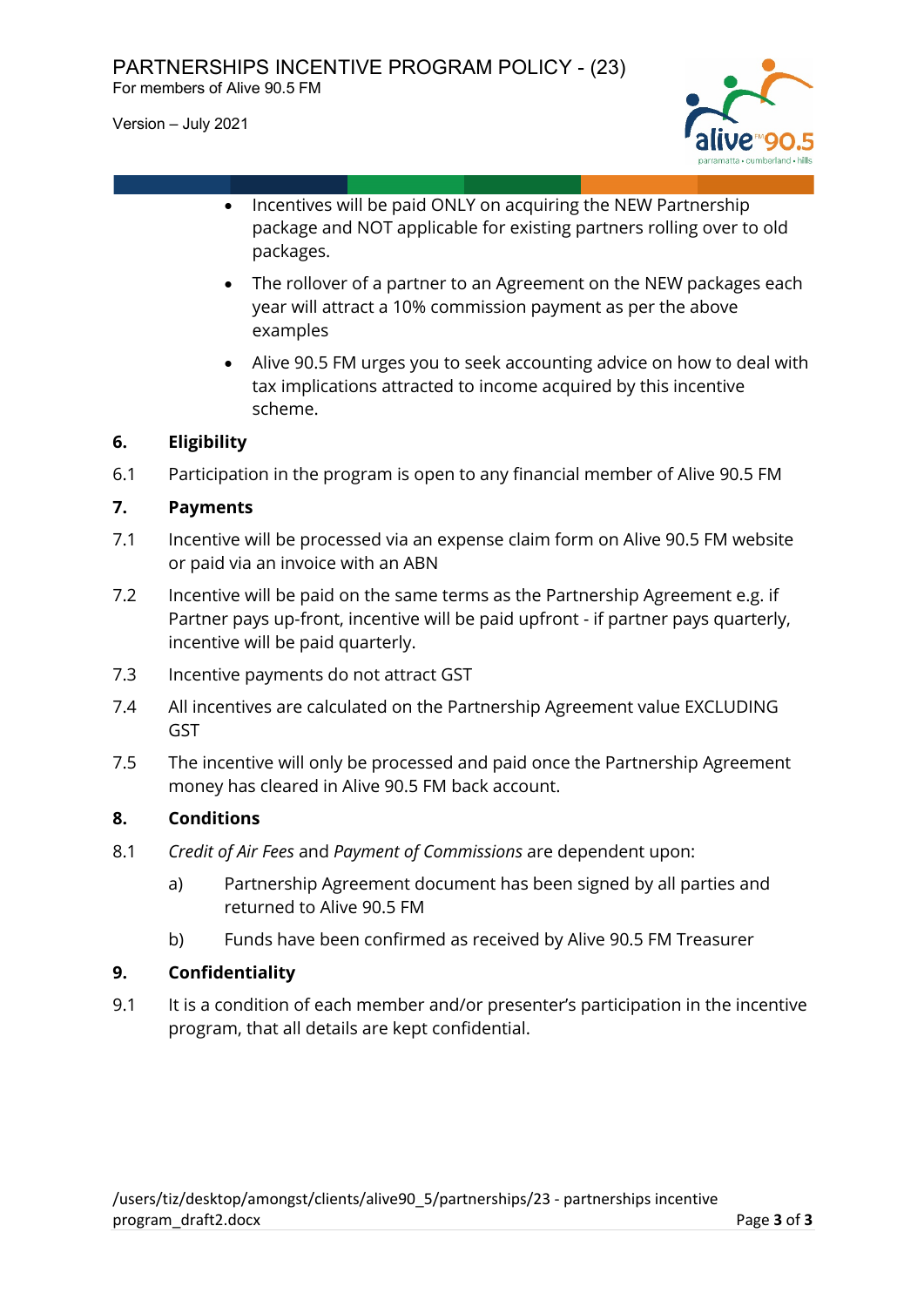- Incentives will be paid ONLY on acquiring the NEW Partnership package and NOT applicable for existing partners rolling over to old packages.
- The rollover of a partner to an Agreement on the NEW packages each year will attract a 10% commission payment as per the above examples
- Alive 90.5 FM urges you to seek accounting advice on how to deal with tax implications attracted to income acquired by this incentive scheme.

## 6. Eligibility

6.1 Participation in the program is open to any financial member of Alive 90.5 FM

## 7. Payments

7.1 Incentive will be processed via an expense claim form on Alive 90.5 FM website or paid via an invoice with an ABN

7.2 Incentive will be paid on the same terms as the Partnership Agreement e.g. if Partner pays up-front, incentive will be paid upfront - if partner pays quarterly, incentive will be paid quarterly.

7.3 Incentive payments do not attract GST

7.4 All incentives are calculated on the Partnership Agreement value EXCLUDING GST

7.5 The incentive will only be processed and paid once the Partnership Agreement money has cleared in Alive 90.5 FM back account.

## 8. Conditions

8.1 *Credit of Air Fees* and *Payment of Commissions* are dependent upon:

a) Partnership Agreement document has been signed by all parties and returned to Alive 90.5 FM

b) Funds have been confirmed as received by Alive 90.5 FM Treasurer

## 9. Confidentiality

9.1 It is a condition of each member and/or presenter's participation in the incentive program, that all details are kept confidential.